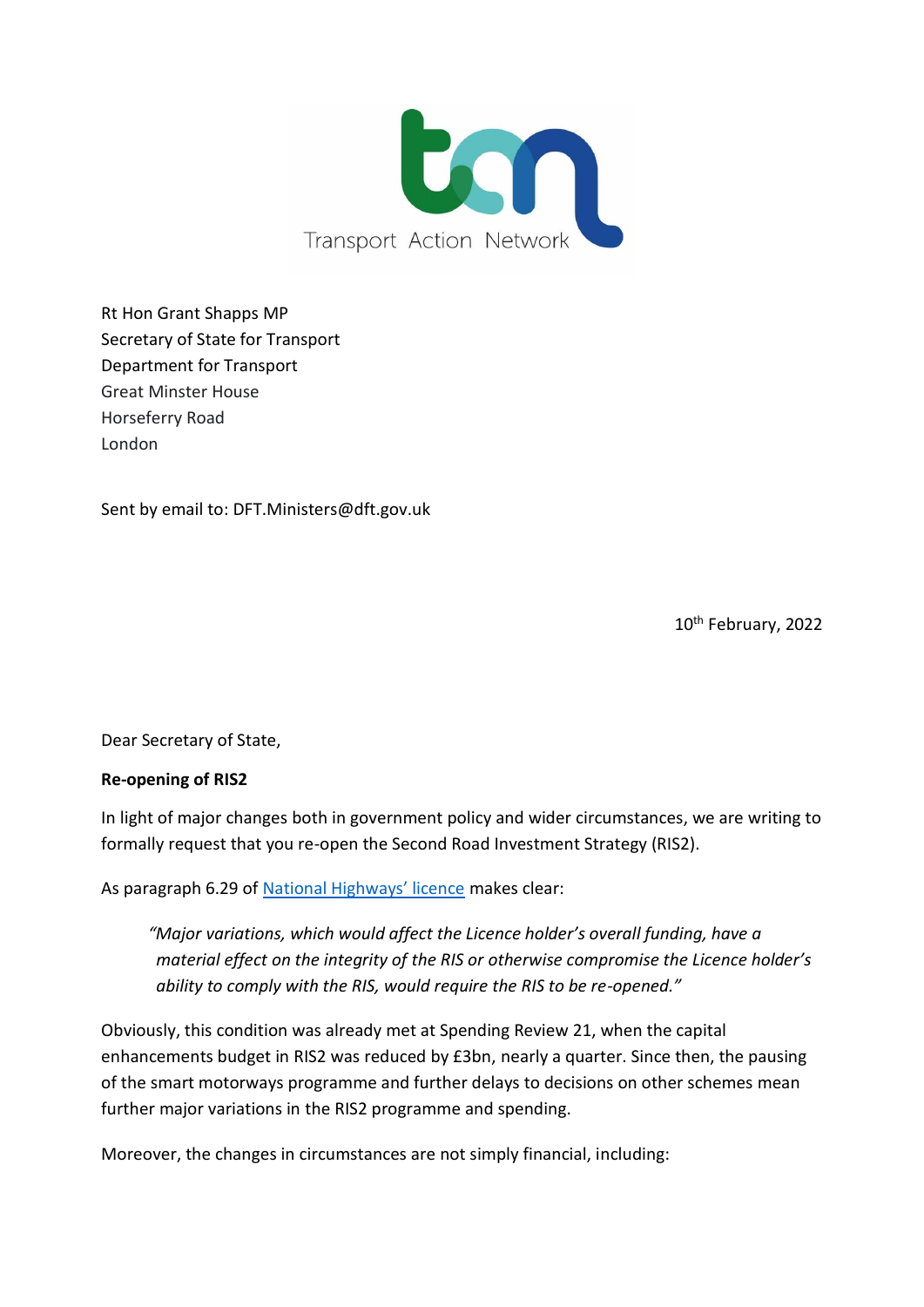Transport Action Network

Rt Hon Grant Shapps MP
Secretary of State for Transport
Department for Transport
Great Minster House
Horseferry Road
London

Sent by email to: DFT.Ministers@dft.gov.uk

10th February, 2022

Dear Secretary of State,

**Re-opening of RIS2**

In light of major changes both in government policy and wider circumstances, we are writing to formally request that you re-open the Second Road Investment Strategy (RIS2).

As paragraph 6.29 of National Highways' licence makes clear:

> *"Major variations, which would affect the Licence holder's overall funding, have a material effect on the integrity of the RIS or otherwise compromise the Licence holder's ability to comply with the RIS, would require the RIS to be re-opened."*

Obviously, this condition was already met at Spending Review 21, when the capital enhancements budget in RIS2 was reduced by £3bn, nearly a quarter. Since then, the pausing of the smart motorways programme and further delays to decisions on other schemes mean further major variations in the RIS2 programme and spending.

Moreover, the changes in circumstances are not simply financial, including: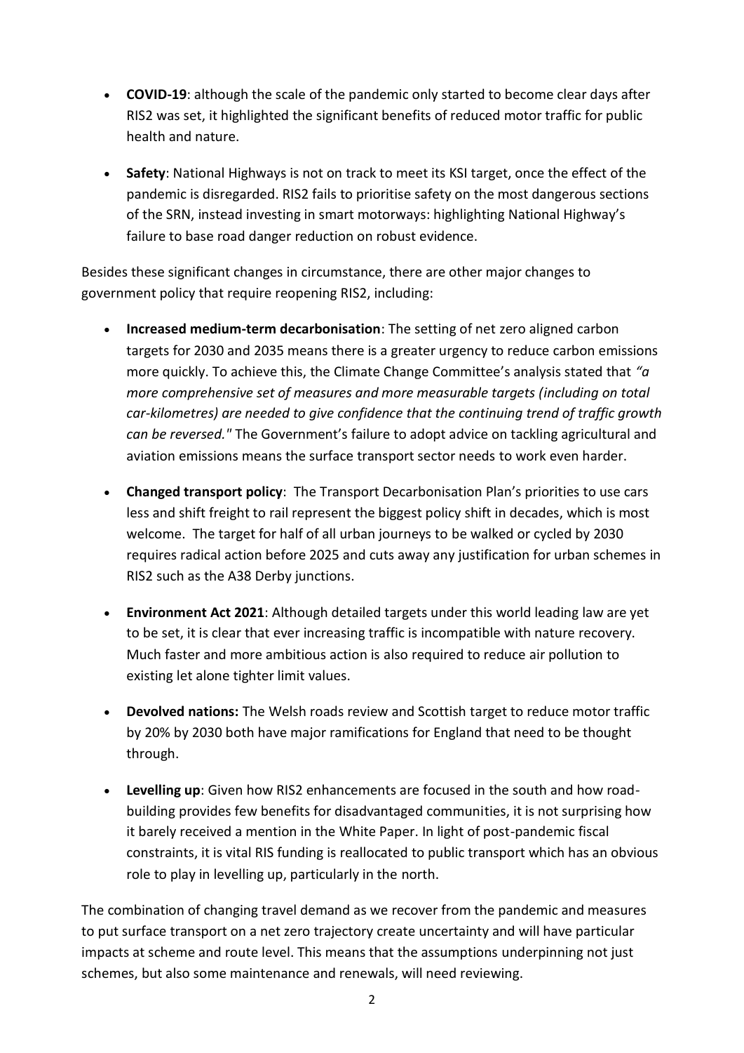- **COVID-19**: although the scale of the pandemic only started to become clear days after RIS2 was set, it highlighted the significant benefits of reduced motor traffic for public health and nature.

- **Safety**: National Highways is not on track to meet its KSI target, once the effect of the pandemic is disregarded. RIS2 fails to prioritise safety on the most dangerous sections of the SRN, instead investing in smart motorways: highlighting National Highway's failure to base road danger reduction on robust evidence.

Besides these significant changes in circumstance, there are other major changes to government policy that require reopening RIS2, including:

- **Increased medium-term decarbonisation**: The setting of net zero aligned carbon targets for 2030 and 2035 means there is a greater urgency to reduce carbon emissions more quickly. To achieve this, the Climate Change Committee's analysis stated that *"a more comprehensive set of measures and more measurable targets (including on total car-kilometres) are needed to give confidence that the continuing trend of traffic growth can be reversed."* The Government's failure to adopt advice on tackling agricultural and aviation emissions means the surface transport sector needs to work even harder.

- **Changed transport policy**: The Transport Decarbonisation Plan's priorities to use cars less and shift freight to rail represent the biggest policy shift in decades, which is most welcome. The target for half of all urban journeys to be walked or cycled by 2030 requires radical action before 2025 and cuts away any justification for urban schemes in RIS2 such as the A38 Derby junctions.

- **Environment Act 2021**: Although detailed targets under this world leading law are yet to be set, it is clear that ever increasing traffic is incompatible with nature recovery. Much faster and more ambitious action is also required to reduce air pollution to existing let alone tighter limit values.

- **Devolved nations:** The Welsh roads review and Scottish target to reduce motor traffic by 20% by 2030 both have major ramifications for England that need to be thought through.

- **Levelling up**: Given how RIS2 enhancements are focused in the south and how road-building provides few benefits for disadvantaged communities, it is not surprising how it barely received a mention in the White Paper. In light of post-pandemic fiscal constraints, it is vital RIS funding is reallocated to public transport which has an obvious role to play in levelling up, particularly in the north.

The combination of changing travel demand as we recover from the pandemic and measures to put surface transport on a net zero trajectory create uncertainty and will have particular impacts at scheme and route level. This means that the assumptions underpinning not just schemes, but also some maintenance and renewals, will need reviewing.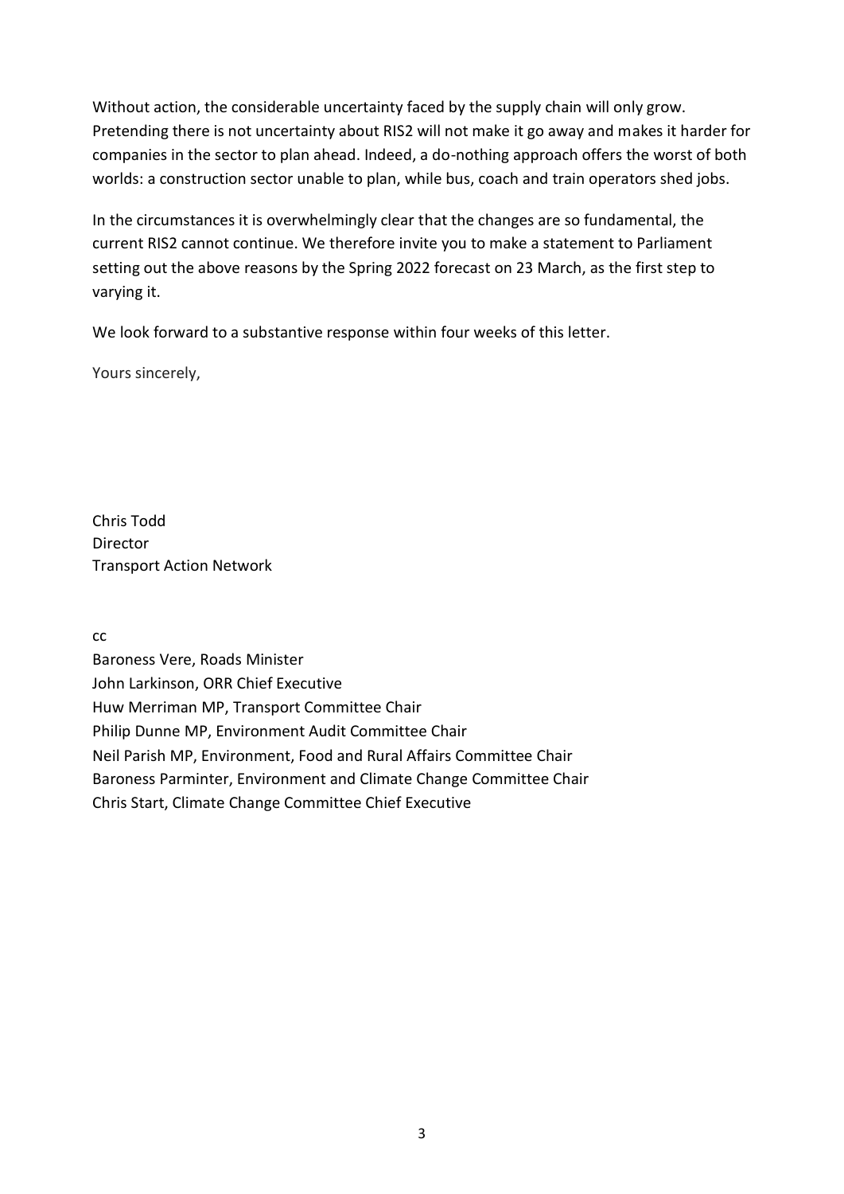Without action, the considerable uncertainty faced by the supply chain will only grow. Pretending there is not uncertainty about RIS2 will not make it go away and makes it harder for companies in the sector to plan ahead. Indeed, a do-nothing approach offers the worst of both worlds: a construction sector unable to plan, while bus, coach and train operators shed jobs.

In the circumstances it is overwhelmingly clear that the changes are so fundamental, the current RIS2 cannot continue. We therefore invite you to make a statement to Parliament setting out the above reasons by the Spring 2022 forecast on 23 March, as the first step to varying it.

We look forward to a substantive response within four weeks of this letter.

Yours sincerely,

Chris Todd
Director
Transport Action Network

cc
Baroness Vere, Roads Minister
John Larkinson, ORR Chief Executive
Huw Merriman MP, Transport Committee Chair
Philip Dunne MP, Environment Audit Committee Chair
Neil Parish MP, Environment, Food and Rural Affairs Committee Chair
Baroness Parminter, Environment and Climate Change Committee Chair
Chris Start, Climate Change Committee Chief Executive